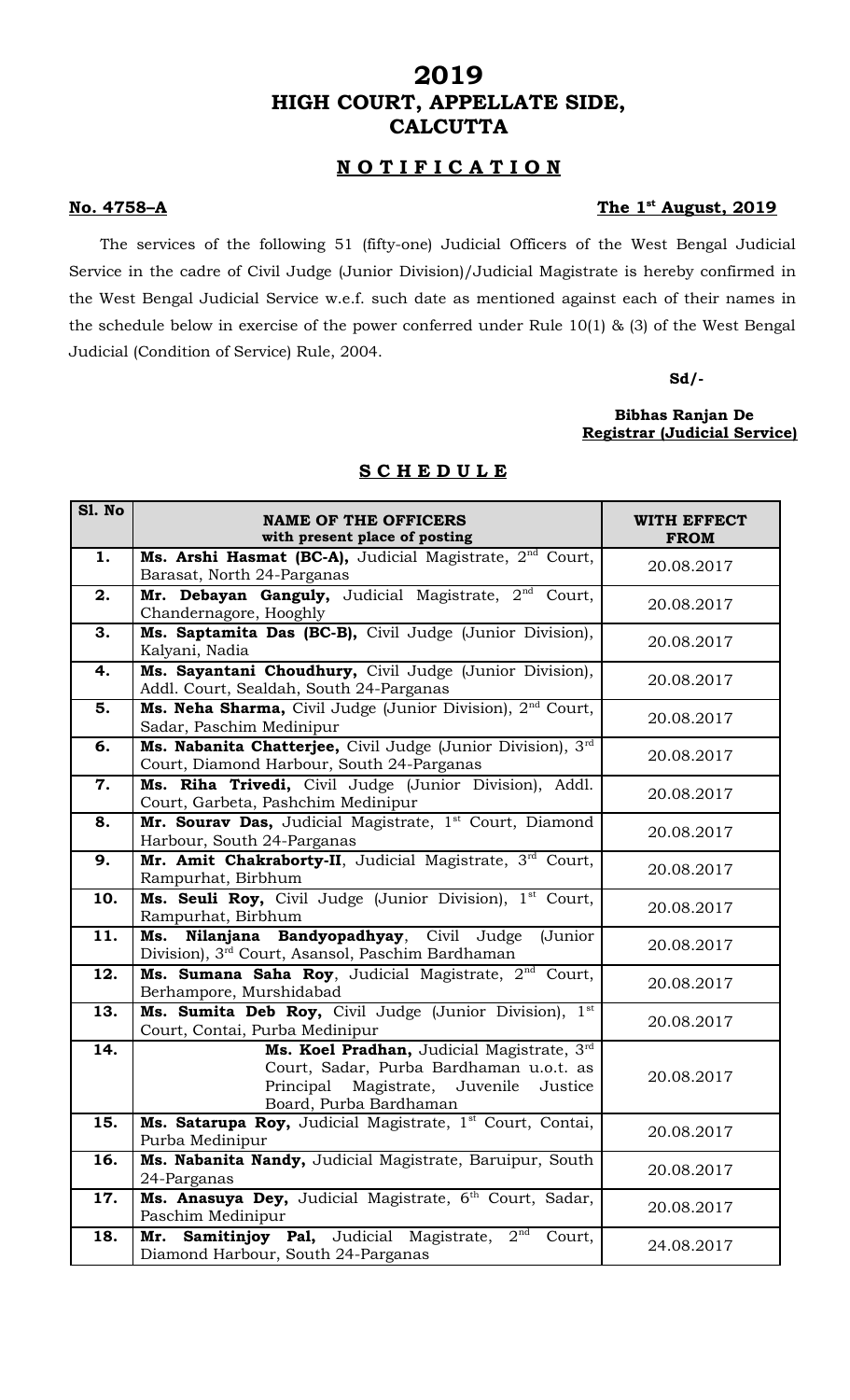# 2019
# HIGH COURT, APPELLATE SIDE, CALCUTTA

## NOTIFICATION

**No. 4758–A** **The 1st August, 2019**

The services of the following 51 (fifty-one) Judicial Officers of the West Bengal Judicial Service in the cadre of Civil Judge (Junior Division)/Judicial Magistrate is hereby confirmed in the West Bengal Judicial Service w.e.f. such date as mentioned against each of their names in the schedule below in exercise of the power conferred under Rule 10(1) & (3) of the West Bengal Judicial (Condition of Service) Rule, 2004.

**Sd/-**

**Bibhas Ranjan De**
**Registrar (Judicial Service)**

## SCHEDULE

| Sl. No | NAME OF THE OFFICERS with present place of posting | WITH EFFECT FROM |
|---|---|---|
| 1. | **Ms. Arshi Hasmat (BC-A),** Judicial Magistrate, 2nd Court, Barasat, North 24-Parganas | 20.08.2017 |
| 2. | **Mr. Debayan Ganguly,** Judicial Magistrate, 2nd Court, Chandernagore, Hooghly | 20.08.2017 |
| 3. | **Ms. Saptamita Das (BC-B),** Civil Judge (Junior Division), Kalyani, Nadia | 20.08.2017 |
| 4. | **Ms. Sayantani Choudhury,** Civil Judge (Junior Division), Addl. Court, Sealdah, South 24-Parganas | 20.08.2017 |
| 5. | **Ms. Neha Sharma,** Civil Judge (Junior Division), 2nd Court, Sadar, Paschim Medinipur | 20.08.2017 |
| 6. | **Ms. Nabanita Chatterjee,** Civil Judge (Junior Division), 3rd Court, Diamond Harbour, South 24-Parganas | 20.08.2017 |
| 7. | **Ms. Riha Trivedi,** Civil Judge (Junior Division), Addl. Court, Garbeta, Pashchim Medinipur | 20.08.2017 |
| 8. | **Mr. Sourav Das,** Judicial Magistrate, 1st Court, Diamond Harbour, South 24-Parganas | 20.08.2017 |
| 9. | **Mr. Amit Chakraborty-II**, Judicial Magistrate, 3rd Court, Rampurhat, Birbhum | 20.08.2017 |
| 10. | **Ms. Seuli Roy,** Civil Judge (Junior Division), 1st Court, Rampurhat, Birbhum | 20.08.2017 |
| 11. | **Ms. Nilanjana Bandyopadhyay**, Civil Judge (Junior Division), 3rd Court, Asansol, Paschim Bardhaman | 20.08.2017 |
| 12. | **Ms. Sumana Saha Roy**, Judicial Magistrate, 2nd Court, Berhampore, Murshidabad | 20.08.2017 |
| 13. | **Ms. Sumita Deb Roy,** Civil Judge (Junior Division), 1st Court, Contai, Purba Medinipur | 20.08.2017 |
| 14. | **Ms. Koel Pradhan,** Judicial Magistrate, 3rd Court, Sadar, Purba Bardhaman u.o.t. as Principal Magistrate, Juvenile Justice Board, Purba Bardhaman | 20.08.2017 |
| 15. | **Ms. Satarupa Roy,** Judicial Magistrate, 1st Court, Contai, Purba Medinipur | 20.08.2017 |
| 16. | **Ms. Nabanita Nandy,** Judicial Magistrate, Baruipur, South 24-Parganas | 20.08.2017 |
| 17. | **Ms. Anasuya Dey,** Judicial Magistrate, 6th Court, Sadar, Paschim Medinipur | 20.08.2017 |
| 18. | **Mr. Samitinjoy Pal,** Judicial Magistrate, 2nd Court, Diamond Harbour, South 24-Parganas | 24.08.2017 |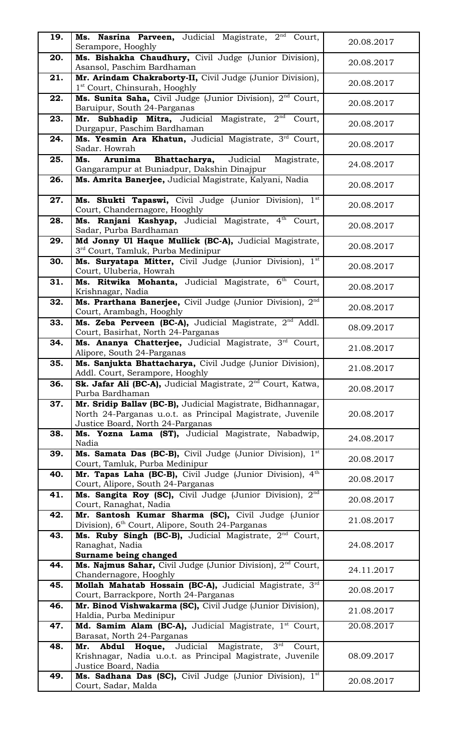| | | |
|---|---|---|
| **19.** | **Ms. Nasrina Parveen,** Judicial Magistrate, 2nd Court, Serampore, Hooghly | 20.08.2017 |
| **20.** | **Ms. Bishakha Chaudhury,** Civil Judge (Junior Division), Asansol, Paschim Bardhaman | 20.08.2017 |
| **21.** | **Mr. Arindam Chakraborty-II,** Civil Judge (Junior Division), 1st Court, Chinsurah, Hooghly | 20.08.2017 |
| **22.** | **Ms. Sunita Saha,** Civil Judge (Junior Division), 2nd Court, Baruipur, South 24-Parganas | 20.08.2017 |
| **23.** | **Mr. Subhadip Mitra,** Judicial Magistrate, 2nd Court, Durgapur, Paschim Bardhaman | 20.08.2017 |
| **24.** | **Ms. Yesmin Ara Khatun,** Judicial Magistrate, 3rd Court, Sadar. Howrah | 20.08.2017 |
| **25.** | **Ms. Arunima Bhattacharya,** Judicial Magistrate, Gangarampur at Buniadpur, Dakshin Dinajpur | 24.08.2017 |
| **26.** | **Ms. Amrita Banerjee,** Judicial Magistrate, Kalyani, Nadia | 20.08.2017 |
| **27.** | **Ms. Shukti Tapaswi,** Civil Judge (Junior Division), 1st Court, Chandernagore, Hooghly | 20.08.2017 |
| **28.** | **Ms. Ranjani Kashyap,** Judicial Magistrate, 4th Court, Sadar, Purba Bardhaman | 20.08.2017 |
| **29.** | **Md Jonny Ul Haque Mullick (BC-A),** Judicial Magistrate, 3rd Court, Tamluk, Purba Medinipur | 20.08.2017 |
| **30.** | **Ms. Suryatapa Mitter,** Civil Judge (Junior Division), 1st Court, Uluberia, Howrah | 20.08.2017 |
| **31.** | **Ms. Ritwika Mohanta,** Judicial Magistrate, 6th Court, Krishnagar, Nadia | 20.08.2017 |
| **32.** | **Ms. Prarthana Banerjee,** Civil Judge (Junior Division), 2nd Court, Arambagh, Hooghly | 20.08.2017 |
| **33.** | **Ms. Zeba Perveen (BC-A),** Judicial Magistrate, 2nd Addl. Court, Basirhat, North 24-Parganas | 08.09.2017 |
| **34.** | **Ms. Ananya Chatterjee,** Judicial Magistrate, 3rd Court, Alipore, South 24-Parganas | 21.08.2017 |
| **35.** | **Ms. Sanjukta Bhattacharya,** Civil Judge (Junior Division), Addl. Court, Serampore, Hooghly | 21.08.2017 |
| **36.** | **Sk. Jafar Ali (BC-A),** Judicial Magistrate, 2nd Court, Katwa, Purba Bardhaman | 20.08.2017 |
| **37.** | **Mr. Sridip Ballav (BC-B),** Judicial Magistrate, Bidhannagar, North 24-Parganas u.o.t. as Principal Magistrate, Juvenile Justice Board, North 24-Parganas | 20.08.2017 |
| **38.** | **Ms. Yozna Lama (ST),** Judicial Magistrate, Nabadwip, Nadia | 24.08.2017 |
| **39.** | **Ms. Samata Das (BC-B),** Civil Judge (Junior Division), 1st Court, Tamluk, Purba Medinipur | 20.08.2017 |
| **40.** | **Mr. Tapas Laha (BC-B),** Civil Judge (Junior Division), 4th Court, Alipore, South 24-Parganas | 20.08.2017 |
| **41.** | **Ms. Sangita Roy (SC),** Civil Judge (Junior Division), 2nd Court, Ranaghat, Nadia | 20.08.2017 |
| **42.** | **Mr. Santosh Kumar Sharma (SC),** Civil Judge (Junior Division), 6th Court, Alipore, South 24-Parganas | 21.08.2017 |
| **43.** | **Ms. Ruby Singh (BC-B),** Judicial Magistrate, 2nd Court, Ranaghat, Nadia<br>**Surname being changed** | 24.08.2017 |
| **44.** | **Ms. Najmus Sahar,** Civil Judge (Junior Division), 2nd Court, Chandernagore, Hooghly | 24.11.2017 |
| **45.** | **Mollah Mahatab Hossain (BC-A),** Judicial Magistrate, 3rd Court, Barrackpore, North 24-Parganas | 20.08.2017 |
| **46.** | **Mr. Binod Vishwakarma (SC),** Civil Judge (Junior Division), Haldia, Purba Medinipur | 21.08.2017 |
| **47.** | **Md. Samim Alam (BC-A),** Judicial Magistrate, 1st Court, Barasat, North 24-Parganas | 20.08.2017 |
| **48.** | **Mr. Abdul Hoque,** Judicial Magistrate, 3rd Court, Krishnagar, Nadia u.o.t. as Principal Magistrate, Juvenile Justice Board, Nadia | 08.09.2017 |
| **49.** | **Ms. Sadhana Das (SC),** Civil Judge (Junior Division), 1st Court, Sadar, Malda | 20.08.2017 |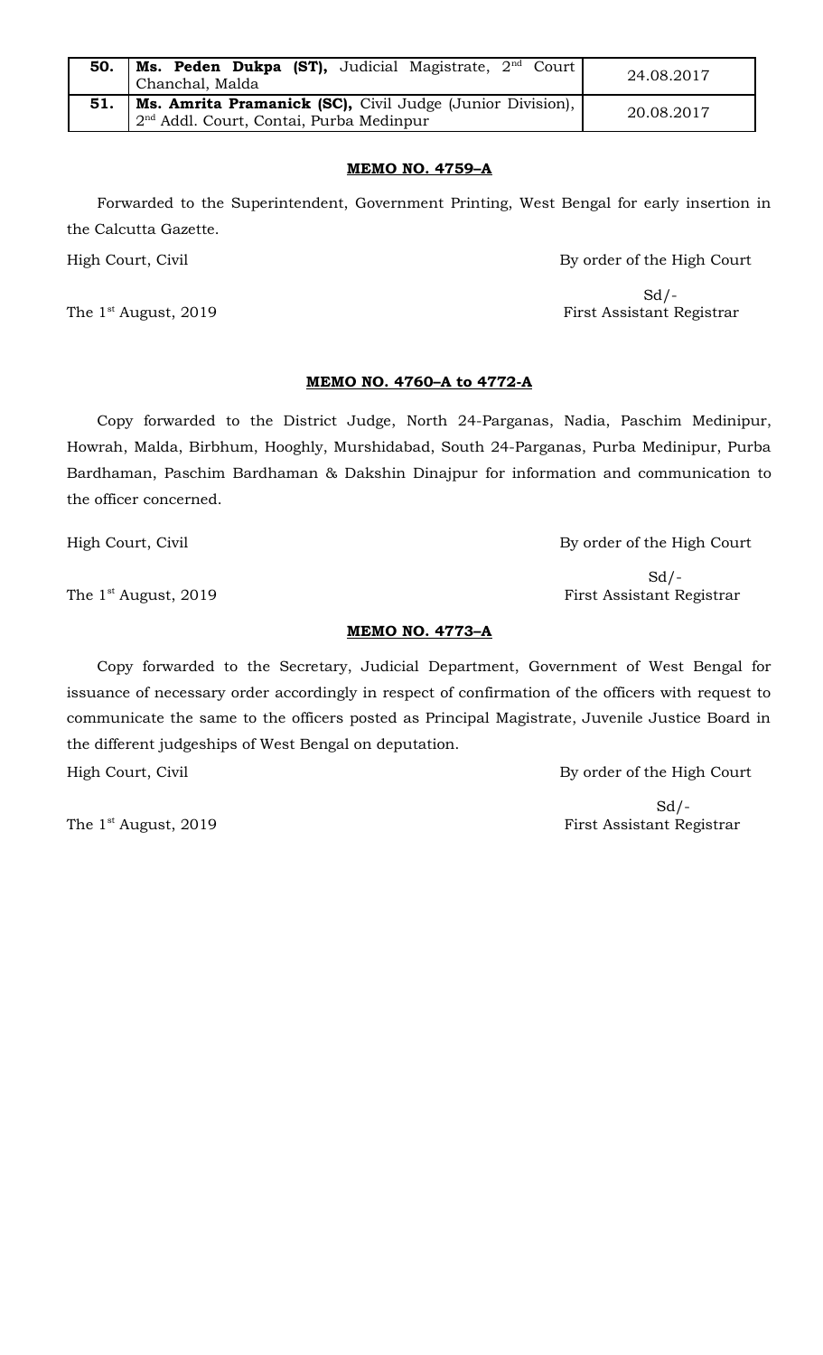| | | |
|---|---|---|
| **50.** | **Ms. Peden Dukpa (ST),** Judicial Magistrate, 2nd Court Chanchal, Malda | 24.08.2017 |
| **51.** | **Ms. Amrita Pramanick (SC),** Civil Judge (Junior Division), 2nd Addl. Court, Contai, Purba Medinpur | 20.08.2017 |

**MEMO NO. 4759–A**

Forwarded to the Superintendent, Government Printing, West Bengal for early insertion in the Calcutta Gazette.

High Court, Civil

By order of the High Court

Sd/-

First Assistant Registrar

The 1st August, 2019

**MEMO NO. 4760–A to 4772-A**

Copy forwarded to the District Judge, North 24-Parganas, Nadia, Paschim Medinipur, Howrah, Malda, Birbhum, Hooghly, Murshidabad, South 24-Parganas, Purba Medinipur, Purba Bardhaman, Paschim Bardhaman & Dakshin Dinajpur for information and communication to the officer concerned.

High Court, Civil

By order of the High Court

Sd/-

First Assistant Registrar

The 1st August, 2019

**MEMO NO. 4773–A**

Copy forwarded to the Secretary, Judicial Department, Government of West Bengal for issuance of necessary order accordingly in respect of confirmation of the officers with request to communicate the same to the officers posted as Principal Magistrate, Juvenile Justice Board in the different judgeships of West Bengal on deputation.

High Court, Civil

By order of the High Court

Sd/-

First Assistant Registrar

The 1st August, 2019